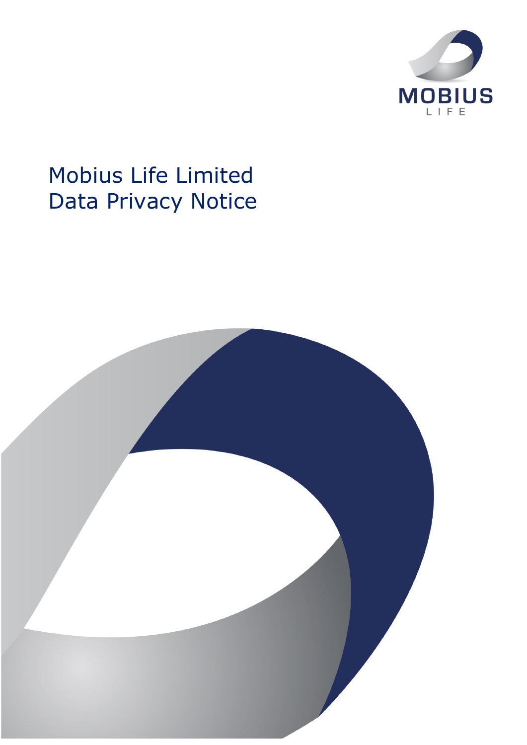MOBIUS LIFE

# Mobius Life Limited Data Privacy Notice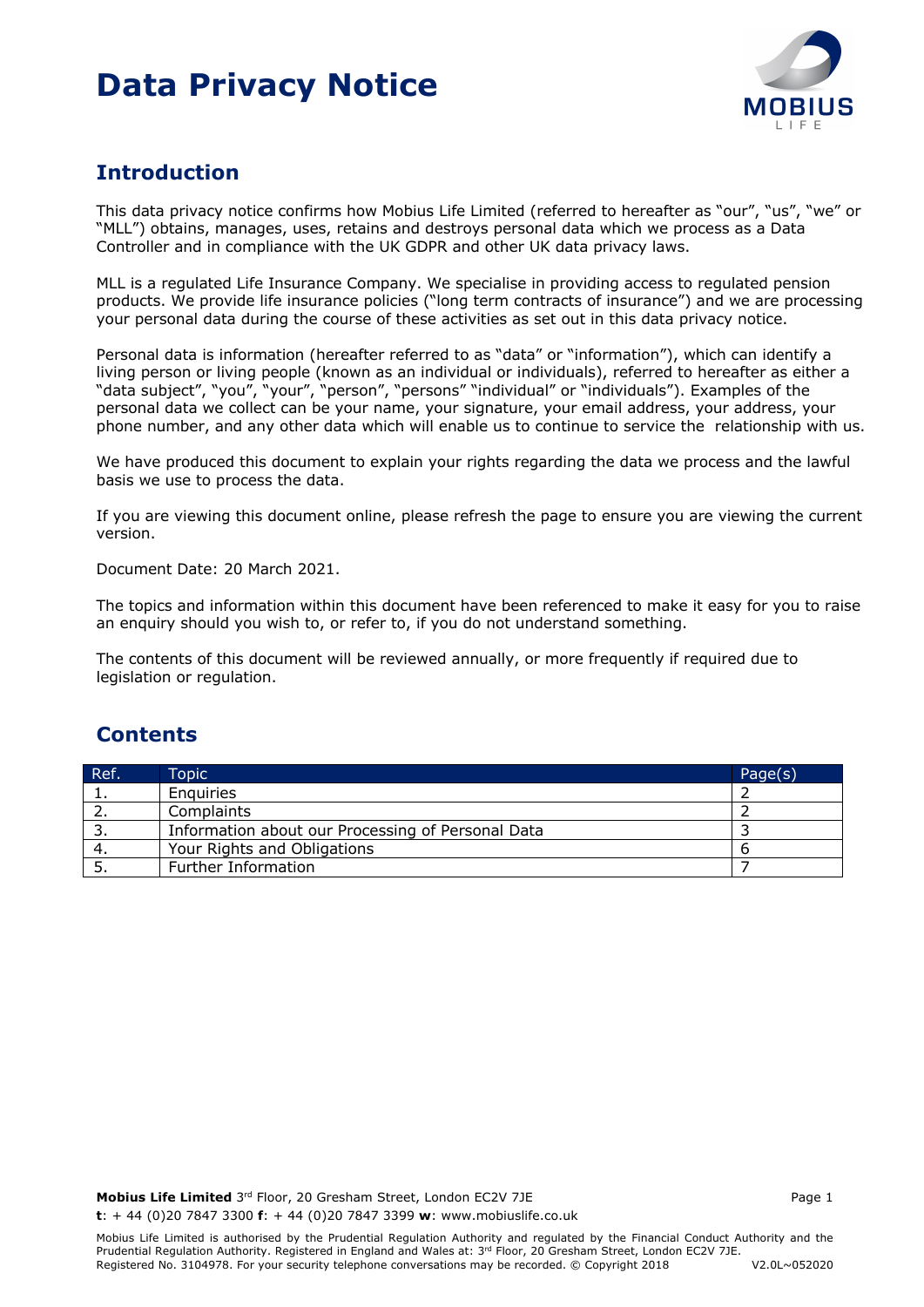# Data Privacy Notice

## Introduction

This data privacy notice confirms how Mobius Life Limited (referred to hereafter as "our", "us", "we" or "MLL") obtains, manages, uses, retains and destroys personal data which we process as a Data Controller and in compliance with the UK GDPR and other UK data privacy laws.

MLL is a regulated Life Insurance Company. We specialise in providing access to regulated pension products. We provide life insurance policies ("long term contracts of insurance") and we are processing your personal data during the course of these activities as set out in this data privacy notice.

Personal data is information (hereafter referred to as "data" or "information"), which can identify a living person or living people (known as an individual or individuals), referred to hereafter as either a "data subject", "you", "your", "person", "persons" "individual" or "individuals"). Examples of the personal data we collect can be your name, your signature, your email address, your address, your phone number, and any other data which will enable us to continue to service the relationship with us.

We have produced this document to explain your rights regarding the data we process and the lawful basis we use to process the data.

If you are viewing this document online, please refresh the page to ensure you are viewing the current version.

Document Date: 20 March 2021.

The topics and information within this document have been referenced to make it easy for you to raise an enquiry should you wish to, or refer to, if you do not understand something.

The contents of this document will be reviewed annually, or more frequently if required due to legislation or regulation.

## Contents

| Ref. | Topic | Page(s) |
|---|---|---|
| 1. | Enquiries | 2 |
| 2. | Complaints | 2 |
| 3. | Information about our Processing of Personal Data | 3 |
| 4. | Your Rights and Obligations | 6 |
| 5. | Further Information | 7 |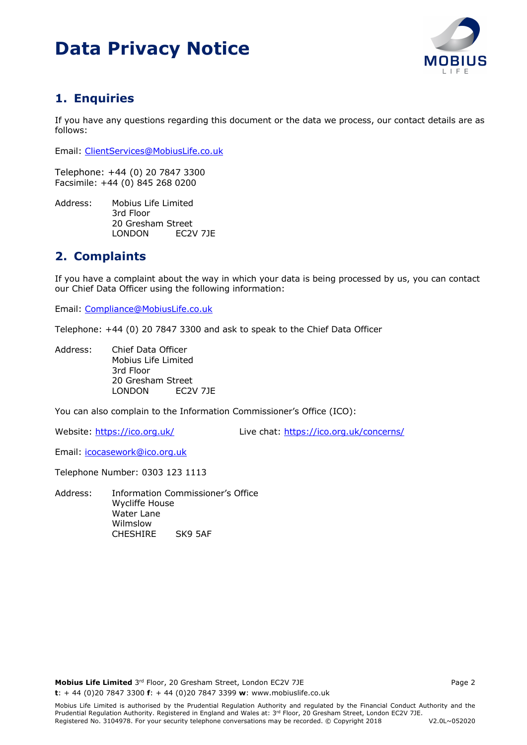# Data Privacy Notice

## 1. Enquiries

If you have any questions regarding this document or the data we process, our contact details are as follows:

Email: ClientServices@MobiusLife.co.uk

Telephone: +44 (0) 20 7847 3300
Facsimile: +44 (0) 845 268 0200

Address: Mobius Life Limited
3rd Floor
20 Gresham Street
LONDON EC2V 7JE

## 2. Complaints

If you have a complaint about the way in which your data is being processed by us, you can contact our Chief Data Officer using the following information:

Email: Compliance@MobiusLife.co.uk

Telephone: +44 (0) 20 7847 3300 and ask to speak to the Chief Data Officer

Address: Chief Data Officer
Mobius Life Limited
3rd Floor
20 Gresham Street
LONDON EC2V 7JE

You can also complain to the Information Commissioner's Office (ICO):

Website: https://ico.org.uk/

Live chat: https://ico.org.uk/concerns/

Email: icocasework@ico.org.uk

Telephone Number: 0303 123 1113

Address: Information Commissioner's Office
Wycliffe House
Water Lane
Wilmslow
CHESHIRE SK9 5AF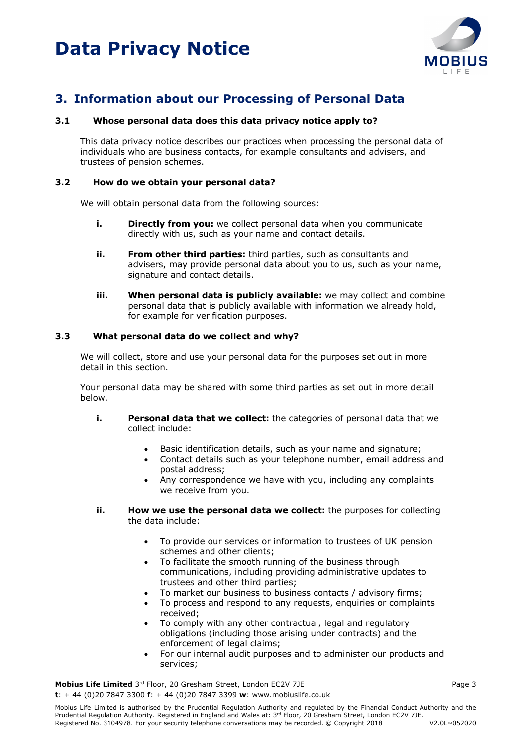# Data Privacy Notice

## 3. Information about our Processing of Personal Data

### 3.1 Whose personal data does this data privacy notice apply to?

This data privacy notice describes our practices when processing the personal data of individuals who are business contacts, for example consultants and advisers, and trustees of pension schemes.

### 3.2 How do we obtain your personal data?

We will obtain personal data from the following sources:

i. **Directly from you:** we collect personal data when you communicate directly with us, such as your name and contact details.

ii. **From other third parties:** third parties, such as consultants and advisers, may provide personal data about you to us, such as your name, signature and contact details.

iii. **When personal data is publicly available:** we may collect and combine personal data that is publicly available with information we already hold, for example for verification purposes.

### 3.3 What personal data do we collect and why?

We will collect, store and use your personal data for the purposes set out in more detail in this section.

Your personal data may be shared with some third parties as set out in more detail below.

i. **Personal data that we collect:** the categories of personal data that we collect include:

- Basic identification details, such as your name and signature;
- Contact details such as your telephone number, email address and postal address;
- Any correspondence we have with you, including any complaints we receive from you.

ii. **How we use the personal data we collect:** the purposes for collecting the data include:

- To provide our services or information to trustees of UK pension schemes and other clients;
- To facilitate the smooth running of the business through communications, including providing administrative updates to trustees and other third parties;
- To market our business to business contacts / advisory firms;
- To process and respond to any requests, enquiries or complaints received;
- To comply with any other contractual, legal and regulatory obligations (including those arising under contracts) and the enforcement of legal claims;
- For our internal audit purposes and to administer our products and services;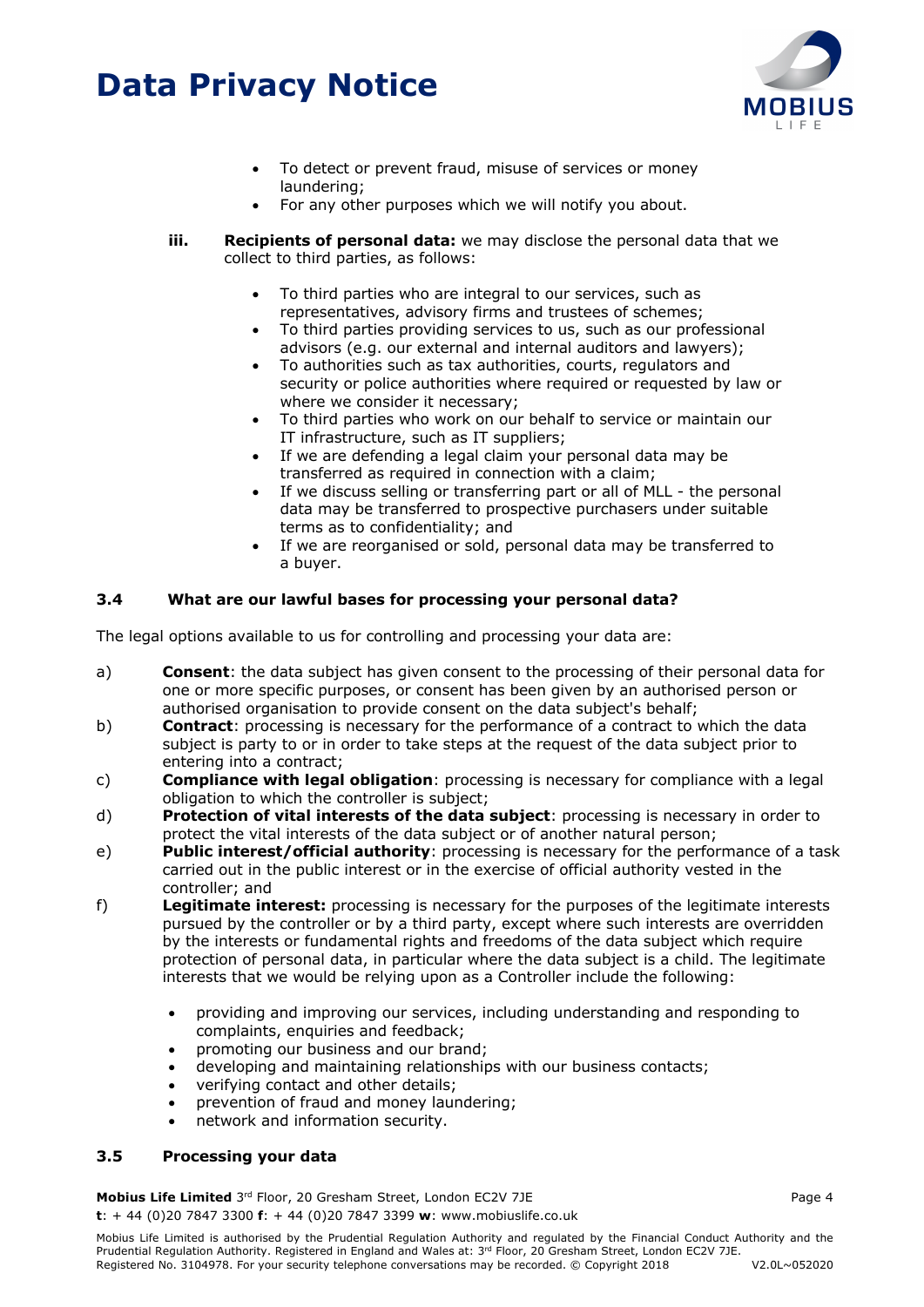- To detect or prevent fraud, misuse of services or money laundering;
- For any other purposes which we will notify you about.

**iii. Recipients of personal data:** we may disclose the personal data that we collect to third parties, as follows:

- To third parties who are integral to our services, such as representatives, advisory firms and trustees of schemes;
- To third parties providing services to us, such as our professional advisors (e.g. our external and internal auditors and lawyers);
- To authorities such as tax authorities, courts, regulators and security or police authorities where required or requested by law or where we consider it necessary;
- To third parties who work on our behalf to service or maintain our IT infrastructure, such as IT suppliers;
- If we are defending a legal claim your personal data may be transferred as required in connection with a claim;
- If we discuss selling or transferring part or all of MLL - the personal data may be transferred to prospective purchasers under suitable terms as to confidentiality; and
- If we are reorganised or sold, personal data may be transferred to a buyer.

### 3.4 What are our lawful bases for processing your personal data?

The legal options available to us for controlling and processing your data are:

a) **Consent**: the data subject has given consent to the processing of their personal data for one or more specific purposes, or consent has been given by an authorised person or authorised organisation to provide consent on the data subject's behalf;

b) **Contract**: processing is necessary for the performance of a contract to which the data subject is party to or in order to take steps at the request of the data subject prior to entering into a contract;

c) **Compliance with legal obligation**: processing is necessary for compliance with a legal obligation to which the controller is subject;

d) **Protection of vital interests of the data subject**: processing is necessary in order to protect the vital interests of the data subject or of another natural person;

e) **Public interest/official authority**: processing is necessary for the performance of a task carried out in the public interest or in the exercise of official authority vested in the controller; and

f) **Legitimate interest:** processing is necessary for the purposes of the legitimate interests pursued by the controller or by a third party, except where such interests are overridden by the interests or fundamental rights and freedoms of the data subject which require protection of personal data, in particular where the data subject is a child. The legitimate interests that we would be relying upon as a Controller include the following:

- providing and improving our services, including understanding and responding to complaints, enquiries and feedback;
- promoting our business and our brand;
- developing and maintaining relationships with our business contacts;
- verifying contact and other details;
- prevention of fraud and money laundering;
- network and information security.

### 3.5 Processing your data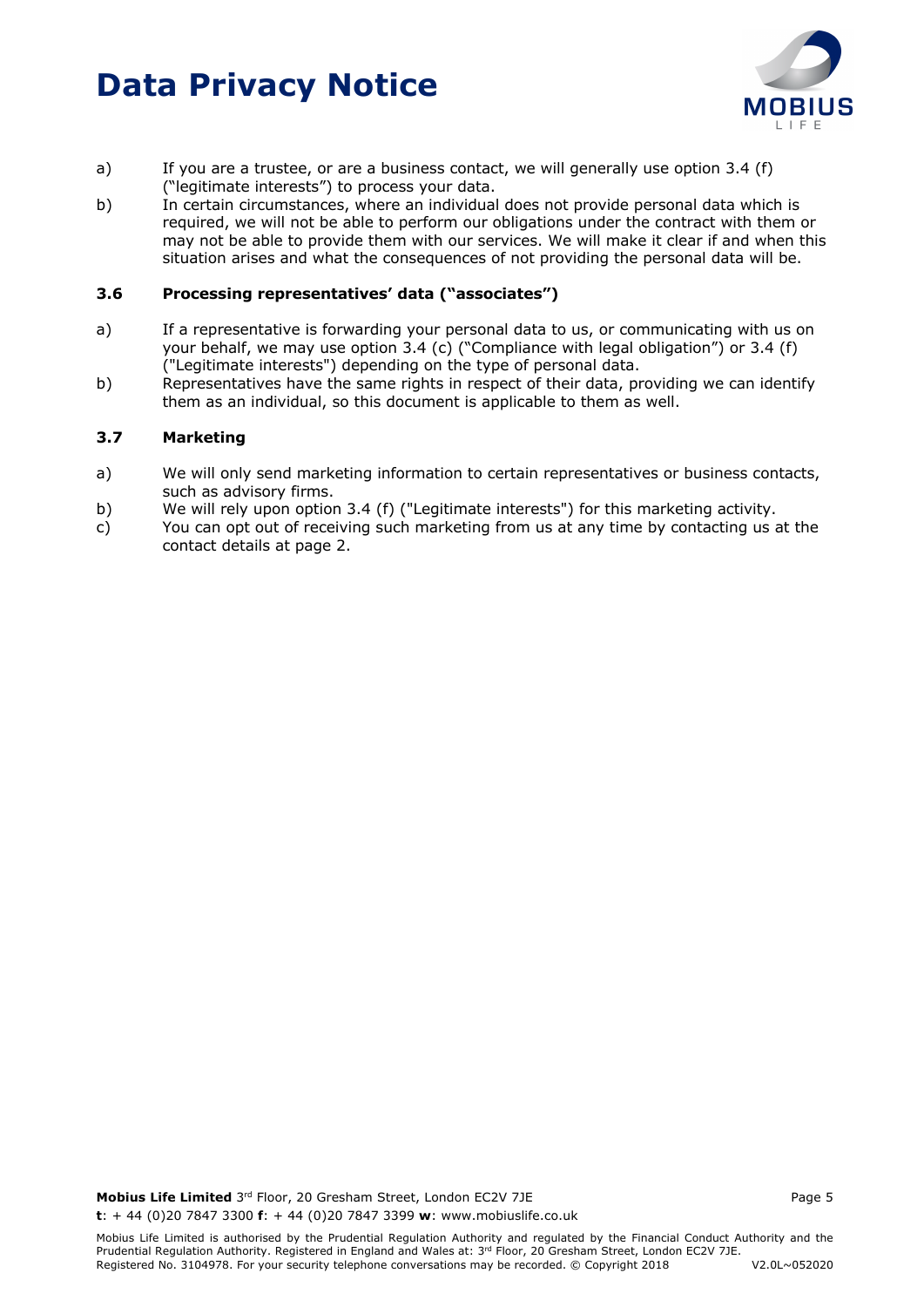a) If you are a trustee, or are a business contact, we will generally use option 3.4 (f) ("legitimate interests") to process your data.

b) In certain circumstances, where an individual does not provide personal data which is required, we will not be able to perform our obligations under the contract with them or may not be able to provide them with our services. We will make it clear if and when this situation arises and what the consequences of not providing the personal data will be.

### 3.6 Processing representatives' data ("associates")

a) If a representative is forwarding your personal data to us, or communicating with us on your behalf, we may use option 3.4 (c) ("Compliance with legal obligation") or 3.4 (f) ("Legitimate interests") depending on the type of personal data.

b) Representatives have the same rights in respect of their data, providing we can identify them as an individual, so this document is applicable to them as well.

### 3.7 Marketing

a) We will only send marketing information to certain representatives or business contacts, such as advisory firms.

b) We will rely upon option 3.4 (f) ("Legitimate interests") for this marketing activity.

c) You can opt out of receiving such marketing from us at any time by contacting us at the contact details at page 2.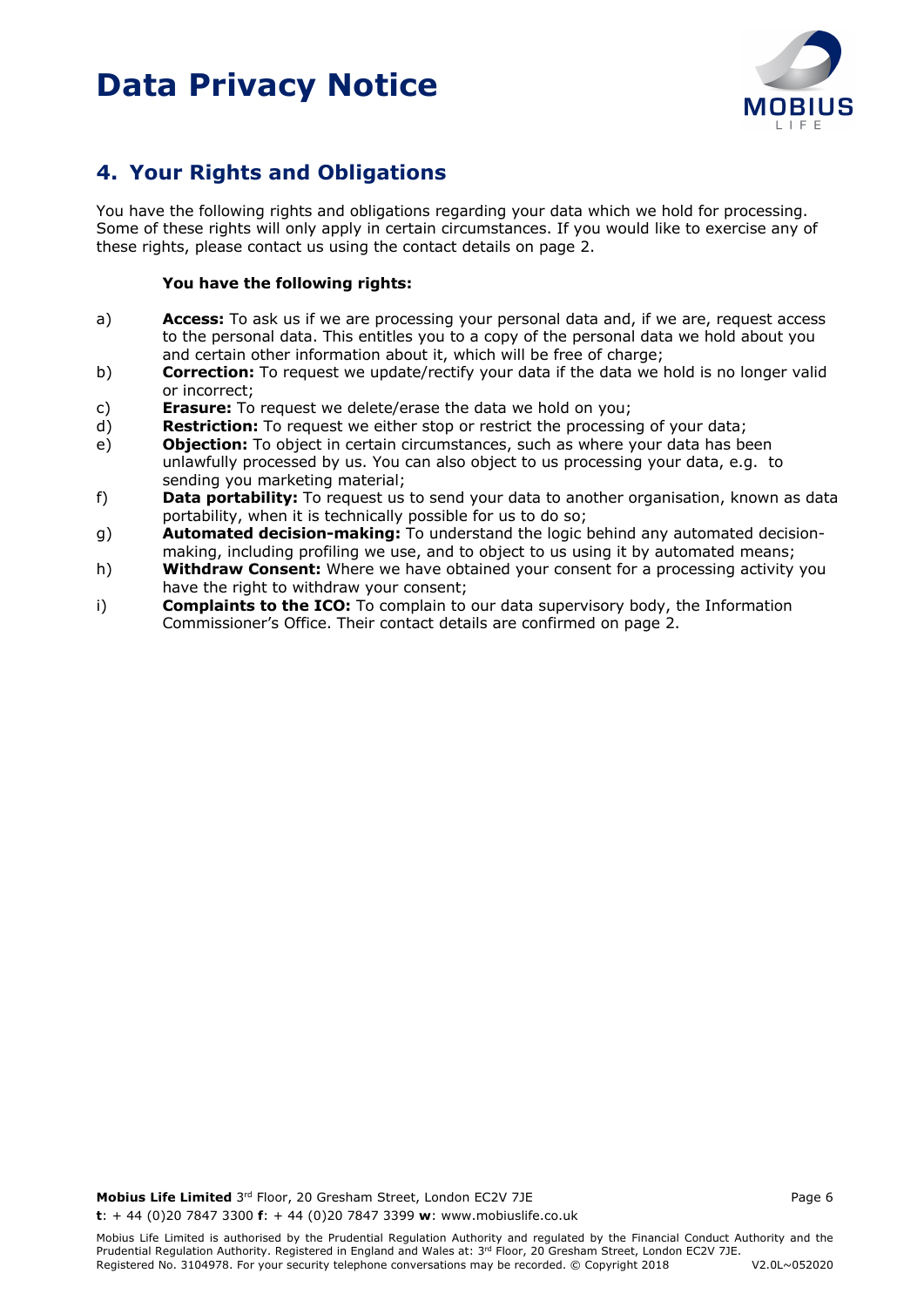# Data Privacy Notice

## 4. Your Rights and Obligations

You have the following rights and obligations regarding your data which we hold for processing. Some of these rights will only apply in certain circumstances. If you would like to exercise any of these rights, please contact us using the contact details on page 2.

**You have the following rights:**

a) **Access:** To ask us if we are processing your personal data and, if we are, request access to the personal data. This entitles you to a copy of the personal data we hold about you and certain other information about it, which will be free of charge;

b) **Correction:** To request we update/rectify your data if the data we hold is no longer valid or incorrect;

c) **Erasure:** To request we delete/erase the data we hold on you;

d) **Restriction:** To request we either stop or restrict the processing of your data;

e) **Objection:** To object in certain circumstances, such as where your data has been unlawfully processed by us. You can also object to us processing your data, e.g. to sending you marketing material;

f) **Data portability:** To request us to send your data to another organisation, known as data portability, when it is technically possible for us to do so;

g) **Automated decision-making:** To understand the logic behind any automated decision-making, including profiling we use, and to object to us using it by automated means;

h) **Withdraw Consent:** Where we have obtained your consent for a processing activity you have the right to withdraw your consent;

i) **Complaints to the ICO:** To complain to our data supervisory body, the Information Commissioner's Office. Their contact details are confirmed on page 2.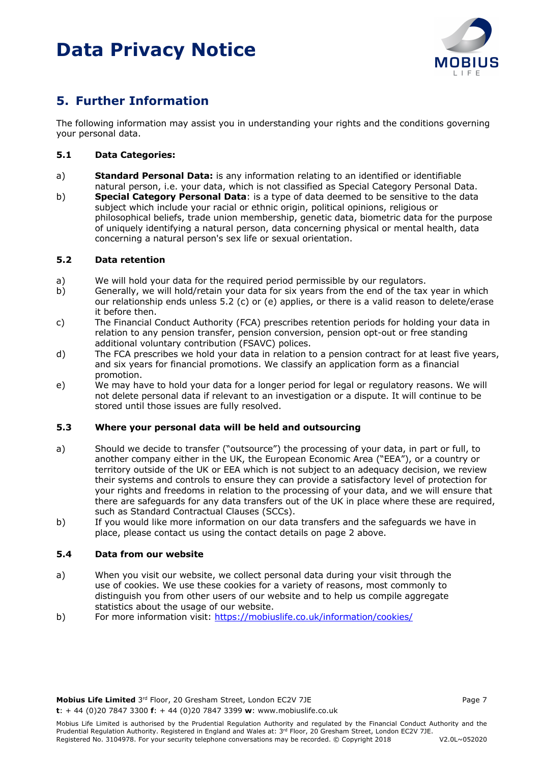## 5. Further Information

The following information may assist you in understanding your rights and the conditions governing your personal data.

### 5.1 Data Categories:

a) **Standard Personal Data:** is any information relating to an identified or identifiable natural person, i.e. your data, which is not classified as Special Category Personal Data.

b) **Special Category Personal Data**: is a type of data deemed to be sensitive to the data subject which include your racial or ethnic origin, political opinions, religious or philosophical beliefs, trade union membership, genetic data, biometric data for the purpose of uniquely identifying a natural person, data concerning physical or mental health, data concerning a natural person's sex life or sexual orientation.

### 5.2 Data retention

a) We will hold your data for the required period permissible by our regulators.

b) Generally, we will hold/retain your data for six years from the end of the tax year in which our relationship ends unless 5.2 (c) or (e) applies, or there is a valid reason to delete/erase it before then.

c) The Financial Conduct Authority (FCA) prescribes retention periods for holding your data in relation to any pension transfer, pension conversion, pension opt-out or free standing additional voluntary contribution (FSAVC) polices.

d) The FCA prescribes we hold your data in relation to a pension contract for at least five years, and six years for financial promotions. We classify an application form as a financial promotion.

e) We may have to hold your data for a longer period for legal or regulatory reasons. We will not delete personal data if relevant to an investigation or a dispute. It will continue to be stored until those issues are fully resolved.

### 5.3 Where your personal data will be held and outsourcing

a) Should we decide to transfer ("outsource") the processing of your data, in part or full, to another company either in the UK, the European Economic Area ("EEA"), or a country or territory outside of the UK or EEA which is not subject to an adequacy decision, we review their systems and controls to ensure they can provide a satisfactory level of protection for your rights and freedoms in relation to the processing of your data, and we will ensure that there are safeguards for any data transfers out of the UK in place where these are required, such as Standard Contractual Clauses (SCCs).

b) If you would like more information on our data transfers and the safeguards we have in place, please contact us using the contact details on page 2 above.

### 5.4 Data from our website

a) When you visit our website, we collect personal data during your visit through the use of cookies. We use these cookies for a variety of reasons, most commonly to distinguish you from other users of our website and to help us compile aggregate statistics about the usage of our website.

b) For more information visit: https://mobiuslife.co.uk/information/cookies/